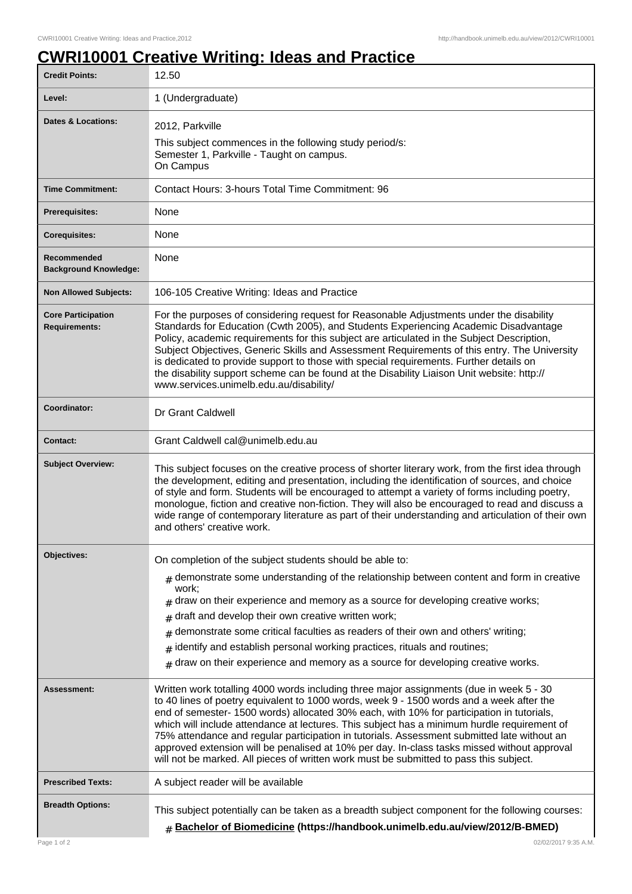# CWRI10001 Creative Writing: Ideas and Practice

| | |
|---|---|
| **Credit Points:** | 12.50 |
| **Level:** | 1 (Undergraduate) |
| **Dates & Locations:** | 2012, Parkville<br>This subject commences in the following study period/s:<br>Semester 1, Parkville - Taught on campus.<br>On Campus |
| **Time Commitment:** | Contact Hours: 3-hours Total Time Commitment: 96 |
| **Prerequisites:** | None |
| **Corequisites:** | None |
| **Recommended Background Knowledge:** | None |
| **Non Allowed Subjects:** | 106-105 Creative Writing: Ideas and Practice |
| **Core Participation Requirements:** | For the purposes of considering request for Reasonable Adjustments under the disability Standards for Education (Cwth 2005), and Students Experiencing Academic Disadvantage Policy, academic requirements for this subject are articulated in the Subject Description, Subject Objectives, Generic Skills and Assessment Requirements of this entry. The University is dedicated to provide support to those with special requirements. Further details on the disability support scheme can be found at the Disability Liaison Unit website: http://www.services.unimelb.edu.au/disability/ |
| **Coordinator:** | Dr Grant Caldwell |
| **Contact:** | Grant Caldwell cal@unimelb.edu.au |
| **Subject Overview:** | This subject focuses on the creative process of shorter literary work, from the first idea through the development, editing and presentation, including the identification of sources, and choice of style and form. Students will be encouraged to attempt a variety of forms including poetry, monologue, fiction and creative non-fiction. They will also be encouraged to read and discuss a wide range of contemporary literature as part of their understanding and articulation of their own and others' creative work. |
| **Objectives:** | On completion of the subject students should be able to:<br># demonstrate some understanding of the relationship between content and form in creative work;<br># draw on their experience and memory as a source for developing creative works;<br># draft and develop their own creative written work;<br># demonstrate some critical faculties as readers of their own and others' writing;<br># identify and establish personal working practices, rituals and routines;<br># draw on their experience and memory as a source for developing creative works. |
| **Assessment:** | Written work totalling 4000 words including three major assignments (due in week 5 - 30 to 40 lines of poetry equivalent to 1000 words, week 9 - 1500 words and a week after the end of semester- 1500 words) allocated 30% each, with 10% for participation in tutorials, which will include attendance at lectures. This subject has a minimum hurdle requirement of 75% attendance and regular participation in tutorials. Assessment submitted late without an approved extension will be penalised at 10% per day. In-class tasks missed without approval will not be marked. All pieces of written work must be submitted to pass this subject. |
| **Prescribed Texts:** | A subject reader will be available |
| **Breadth Options:** | This subject potentially can be taken as a breadth subject component for the following courses:<br># **Bachelor of Biomedicine (https://handbook.unimelb.edu.au/view/2012/B-BMED)** |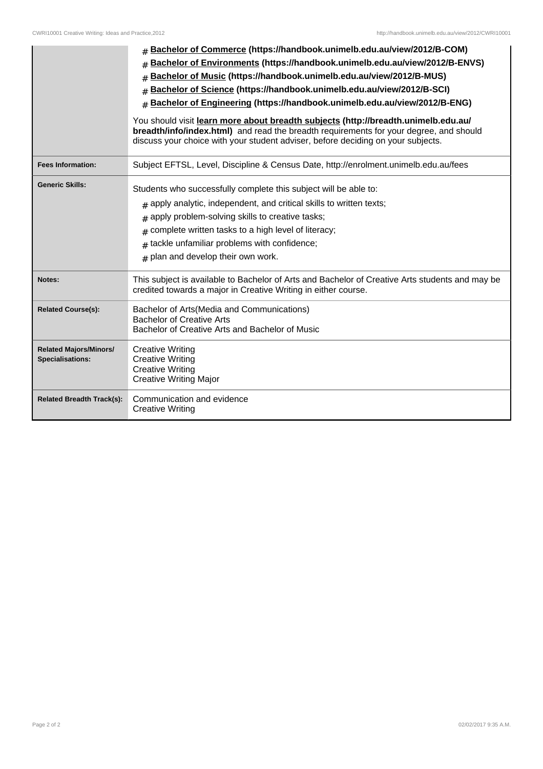| | |
|---|---|
| | - **Bachelor of Commerce (https://handbook.unimelb.edu.au/view/2012/B-COM)**<br>- **Bachelor of Environments (https://handbook.unimelb.edu.au/view/2012/B-ENVS)**<br>- **Bachelor of Music (https://handbook.unimelb.edu.au/view/2012/B-MUS)**<br>- **Bachelor of Science (https://handbook.unimelb.edu.au/view/2012/B-SCI)**<br>- **Bachelor of Engineering (https://handbook.unimelb.edu.au/view/2012/B-ENG)**<br><br>You should visit **learn more about breadth subjects (http://breadth.unimelb.edu.au/breadth/info/index.html)** and read the breadth requirements for your degree, and should discuss your choice with your student adviser, before deciding on your subjects. |
| **Fees Information:** | Subject EFTSL, Level, Discipline & Census Date, http://enrolment.unimelb.edu.au/fees |
| **Generic Skills:** | Students who successfully complete this subject will be able to:<br>- apply analytic, independent, and critical skills to written texts;<br>- apply problem-solving skills to creative tasks;<br>- complete written tasks to a high level of literacy;<br>- tackle unfamiliar problems with confidence;<br>- plan and develop their own work. |
| **Notes:** | This subject is available to Bachelor of Arts and Bachelor of Creative Arts students and may be credited towards a major in Creative Writing in either course. |
| **Related Course(s):** | Bachelor of Arts(Media and Communications)<br>Bachelor of Creative Arts<br>Bachelor of Creative Arts and Bachelor of Music |
| **Related Majors/Minors/ Specialisations:** | Creative Writing<br>Creative Writing<br>Creative Writing<br>Creative Writing Major |
| **Related Breadth Track(s):** | Communication and evidence<br>Creative Writing |